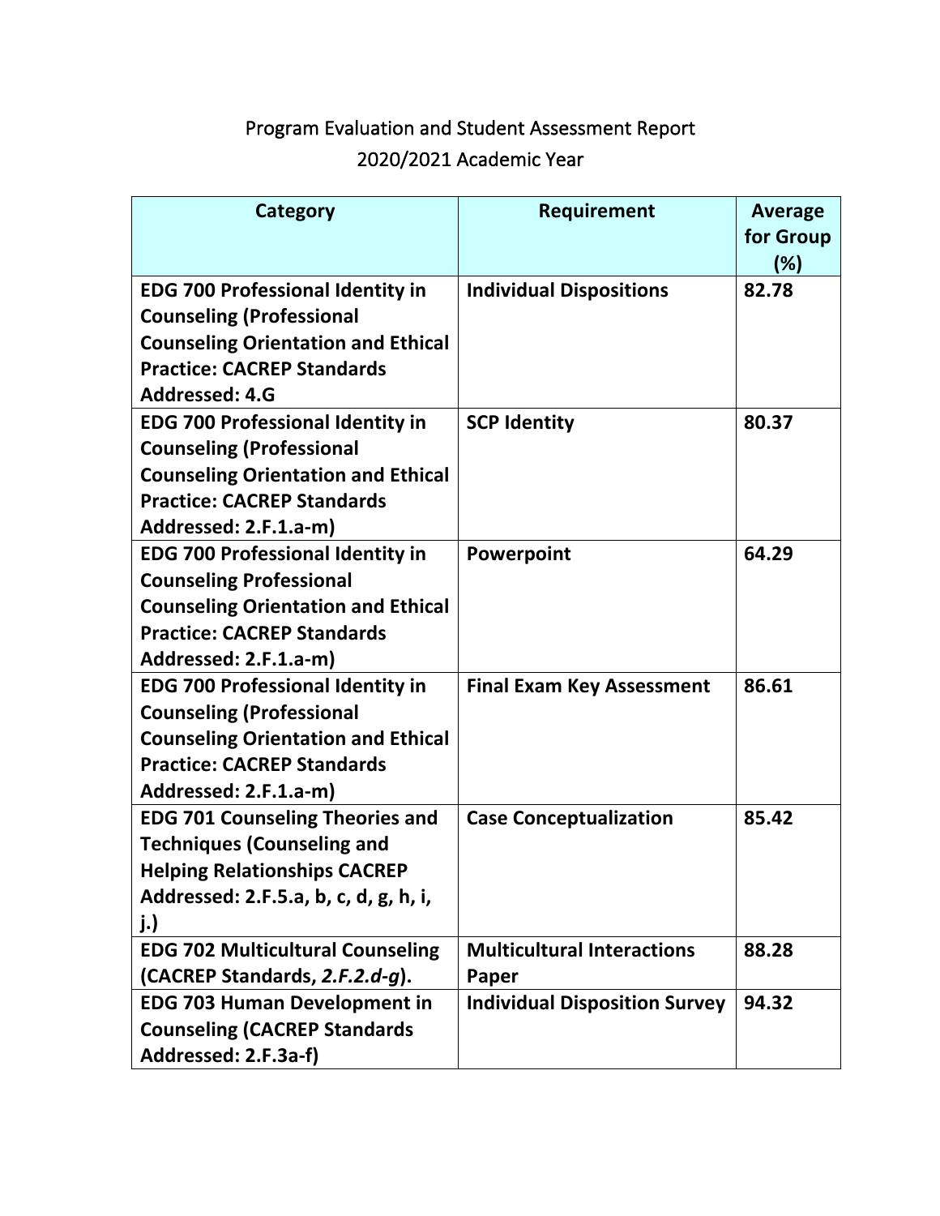Program Evaluation and Student Assessment Report

2020/2021 Academic Year

| Category | Requirement | Average for Group (%) |
|---|---|---|
| **EDG 700 Professional Identity in Counseling (Professional Counseling Orientation and Ethical Practice: CACREP Standards Addressed: 4.G** | **Individual Dispositions** | **82.78** |
| **EDG 700 Professional Identity in Counseling (Professional Counseling Orientation and Ethical Practice: CACREP Standards Addressed: 2.F.1.a-m)** | **SCP Identity** | **80.37** |
| **EDG 700 Professional Identity in Counseling Professional Counseling Orientation and Ethical Practice: CACREP Standards Addressed: 2.F.1.a-m)** | **Powerpoint** | **64.29** |
| **EDG 700 Professional Identity in Counseling (Professional Counseling Orientation and Ethical Practice: CACREP Standards Addressed: 2.F.1.a-m)** | **Final Exam Key Assessment** | **86.61** |
| **EDG 701 Counseling Theories and Techniques (Counseling and Helping Relationships CACREP Addressed: 2.F.5.a, b, c, d, g, h, i, j.)** | **Case Conceptualization** | **85.42** |
| **EDG 702 Multicultural Counseling (CACREP Standards, *2.F.2.d-g*).** | **Multicultural Interactions Paper** | **88.28** |
| **EDG 703 Human Development in Counseling (CACREP Standards Addressed: 2.F.3a-f)** | **Individual Disposition Survey** | **94.32** |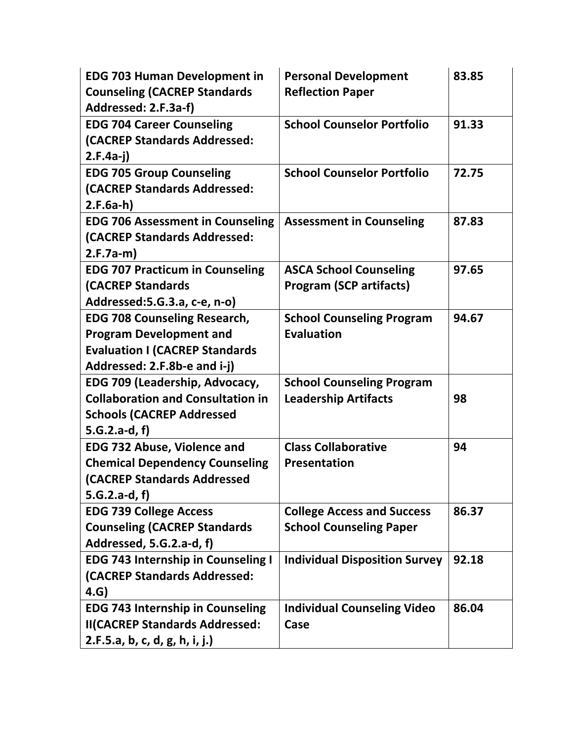| | | |
|---|---|---|
| **EDG 703 Human Development in Counseling (CACREP Standards Addressed: 2.F.3a-f)** | **Personal Development Reflection Paper** | **83.85** |
| **EDG 704 Career Counseling (CACREP Standards Addressed: 2.F.4a-j)** | **School Counselor Portfolio** | **91.33** |
| **EDG 705 Group Counseling (CACREP Standards Addressed: 2.F.6a-h)** | **School Counselor Portfolio** | **72.75** |
| **EDG 706 Assessment in Counseling (CACREP Standards Addressed: 2.F.7a-m)** | **Assessment in Counseling** | **87.83** |
| **EDG 707 Practicum in Counseling (CACREP Standards Addressed:5.G.3.a, c-e, n-o)** | **ASCA School Counseling Program (SCP artifacts)** | **97.65** |
| **EDG 708 Counseling Research, Program Development and Evaluation I (CACREP Standards Addressed: 2.F.8b-e and i-j)** | **School Counseling Program Evaluation** | **94.67** |
| **EDG 709 (Leadership, Advocacy, Collaboration and Consultation in Schools (CACREP Addressed 5.G.2.a-d, f)** | **School Counseling Program Leadership Artifacts** | **98** |
| **EDG 732 Abuse, Violence and Chemical Dependency Counseling (CACREP Standards Addressed 5.G.2.a-d, f)** | **Class Collaborative Presentation** | **94** |
| **EDG 739 College Access Counseling (CACREP Standards Addressed, 5.G.2.a-d, f)** | **College Access and Success School Counseling Paper** | **86.37** |
| **EDG 743 Internship in Counseling I (CACREP Standards Addressed: 4.G)** | **Individual Disposition Survey** | **92.18** |
| **EDG 743 Internship in Counseling II(CACREP Standards Addressed: 2.F.5.a, b, c, d, g, h, i, j.)** | **Individual Counseling Video Case** | **86.04** |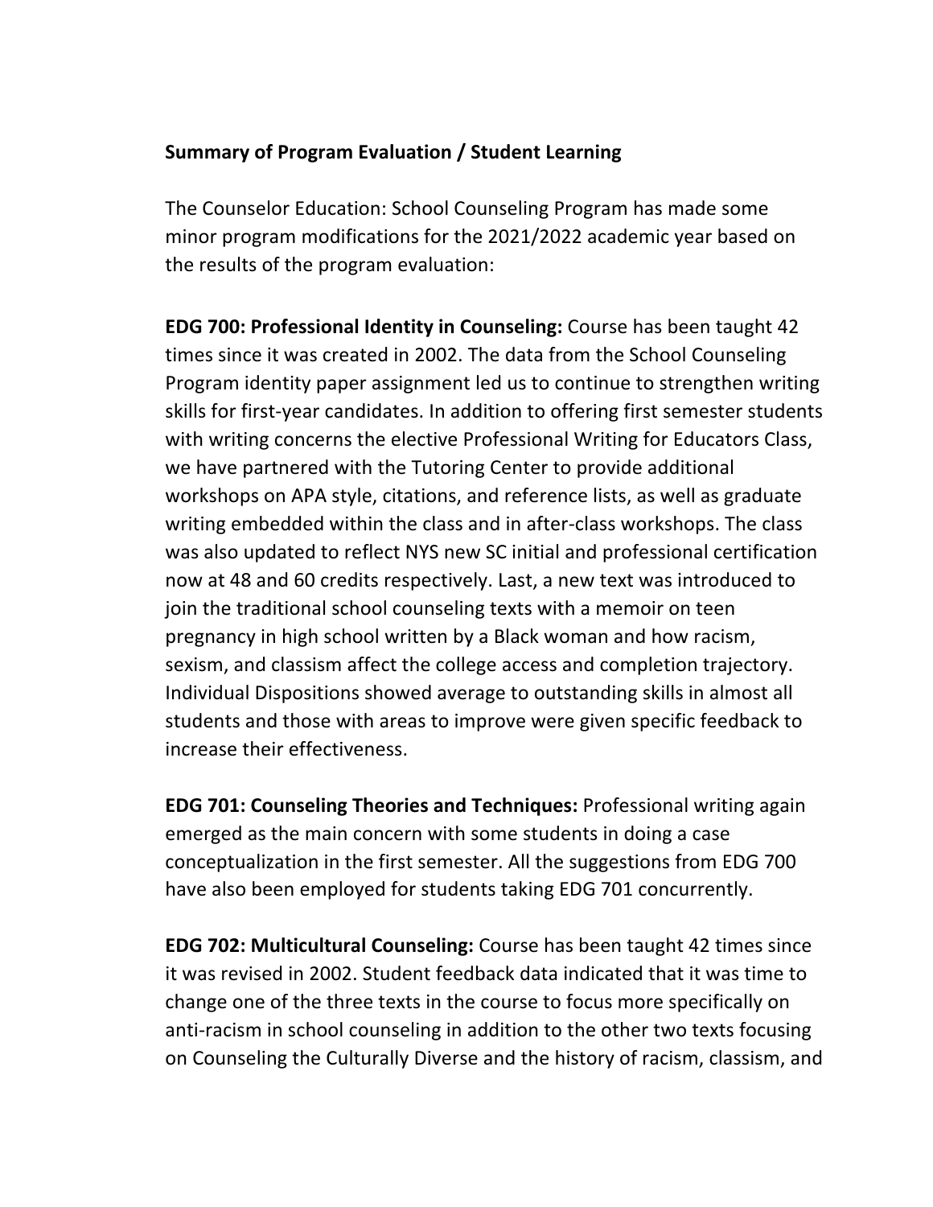**Summary of Program Evaluation / Student Learning**

The Counselor Education: School Counseling Program has made some minor program modifications for the 2021/2022 academic year based on the results of the program evaluation:

**EDG 700: Professional Identity in Counseling:** Course has been taught 42 times since it was created in 2002. The data from the School Counseling Program identity paper assignment led us to continue to strengthen writing skills for first-year candidates. In addition to offering first semester students with writing concerns the elective Professional Writing for Educators Class, we have partnered with the Tutoring Center to provide additional workshops on APA style, citations, and reference lists, as well as graduate writing embedded within the class and in after-class workshops. The class was also updated to reflect NYS new SC initial and professional certification now at 48 and 60 credits respectively. Last, a new text was introduced to join the traditional school counseling texts with a memoir on teen pregnancy in high school written by a Black woman and how racism, sexism, and classism affect the college access and completion trajectory. Individual Dispositions showed average to outstanding skills in almost all students and those with areas to improve were given specific feedback to increase their effectiveness.

**EDG 701: Counseling Theories and Techniques:** Professional writing again emerged as the main concern with some students in doing a case conceptualization in the first semester. All the suggestions from EDG 700 have also been employed for students taking EDG 701 concurrently.

**EDG 702: Multicultural Counseling:** Course has been taught 42 times since it was revised in 2002. Student feedback data indicated that it was time to change one of the three texts in the course to focus more specifically on anti-racism in school counseling in addition to the other two texts focusing on Counseling the Culturally Diverse and the history of racism, classism, and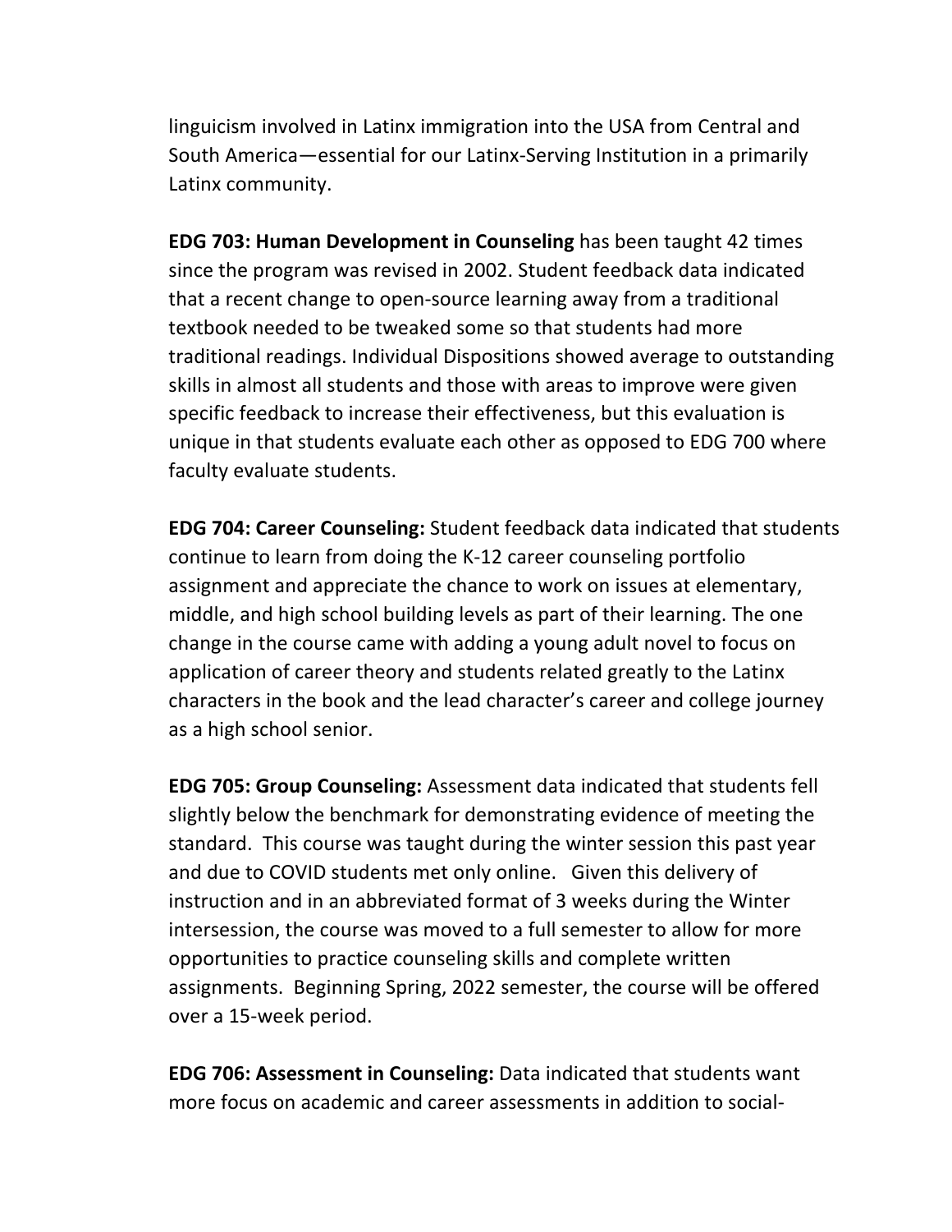linguicism involved in Latinx immigration into the USA from Central and South America—essential for our Latinx-Serving Institution in a primarily Latinx community.

**EDG 703: Human Development in Counseling** has been taught 42 times since the program was revised in 2002. Student feedback data indicated that a recent change to open-source learning away from a traditional textbook needed to be tweaked some so that students had more traditional readings. Individual Dispositions showed average to outstanding skills in almost all students and those with areas to improve were given specific feedback to increase their effectiveness, but this evaluation is unique in that students evaluate each other as opposed to EDG 700 where faculty evaluate students.

**EDG 704: Career Counseling:** Student feedback data indicated that students continue to learn from doing the K-12 career counseling portfolio assignment and appreciate the chance to work on issues at elementary, middle, and high school building levels as part of their learning. The one change in the course came with adding a young adult novel to focus on application of career theory and students related greatly to the Latinx characters in the book and the lead character's career and college journey as a high school senior.

**EDG 705: Group Counseling:** Assessment data indicated that students fell slightly below the benchmark for demonstrating evidence of meeting the standard. This course was taught during the winter session this past year and due to COVID students met only online. Given this delivery of instruction and in an abbreviated format of 3 weeks during the Winter intersession, the course was moved to a full semester to allow for more opportunities to practice counseling skills and complete written assignments. Beginning Spring, 2022 semester, the course will be offered over a 15-week period.

**EDG 706: Assessment in Counseling:** Data indicated that students want more focus on academic and career assessments in addition to social-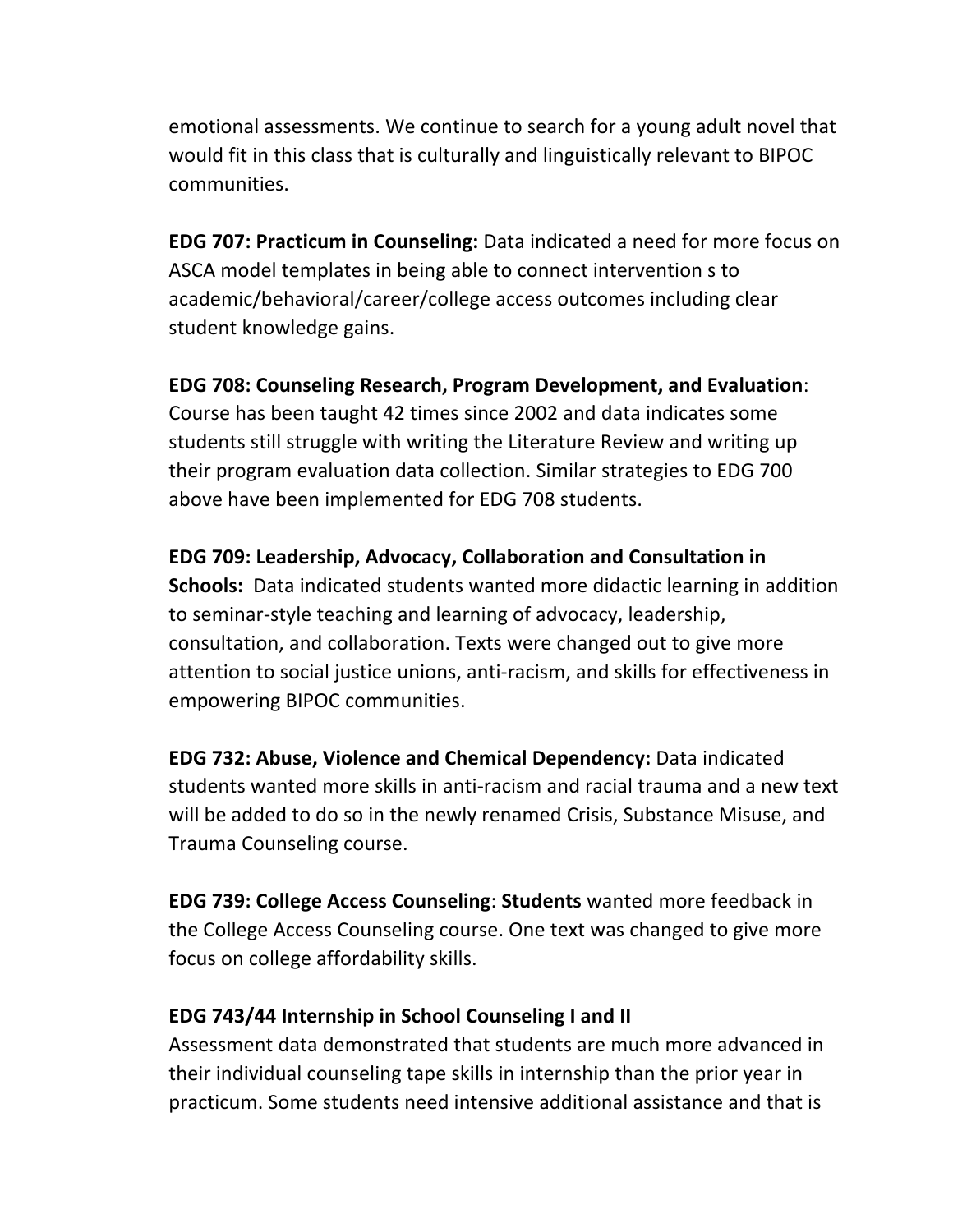emotional assessments. We continue to search for a young adult novel that would fit in this class that is culturally and linguistically relevant to BIPOC communities.

**EDG 707: Practicum in Counseling:** Data indicated a need for more focus on ASCA model templates in being able to connect intervention s to academic/behavioral/career/college access outcomes including clear student knowledge gains.

**EDG 708: Counseling Research, Program Development, and Evaluation**: Course has been taught 42 times since 2002 and data indicates some students still struggle with writing the Literature Review and writing up their program evaluation data collection. Similar strategies to EDG 700 above have been implemented for EDG 708 students.

**EDG 709: Leadership, Advocacy, Collaboration and Consultation in Schools:** Data indicated students wanted more didactic learning in addition to seminar-style teaching and learning of advocacy, leadership, consultation, and collaboration. Texts were changed out to give more attention to social justice unions, anti-racism, and skills for effectiveness in empowering BIPOC communities.

**EDG 732: Abuse, Violence and Chemical Dependency:** Data indicated students wanted more skills in anti-racism and racial trauma and a new text will be added to do so in the newly renamed Crisis, Substance Misuse, and Trauma Counseling course.

**EDG 739: College Access Counseling**: **Students** wanted more feedback in the College Access Counseling course. One text was changed to give more focus on college affordability skills.

**EDG 743/44 Internship in School Counseling I and II**
Assessment data demonstrated that students are much more advanced in their individual counseling tape skills in internship than the prior year in practicum. Some students need intensive additional assistance and that is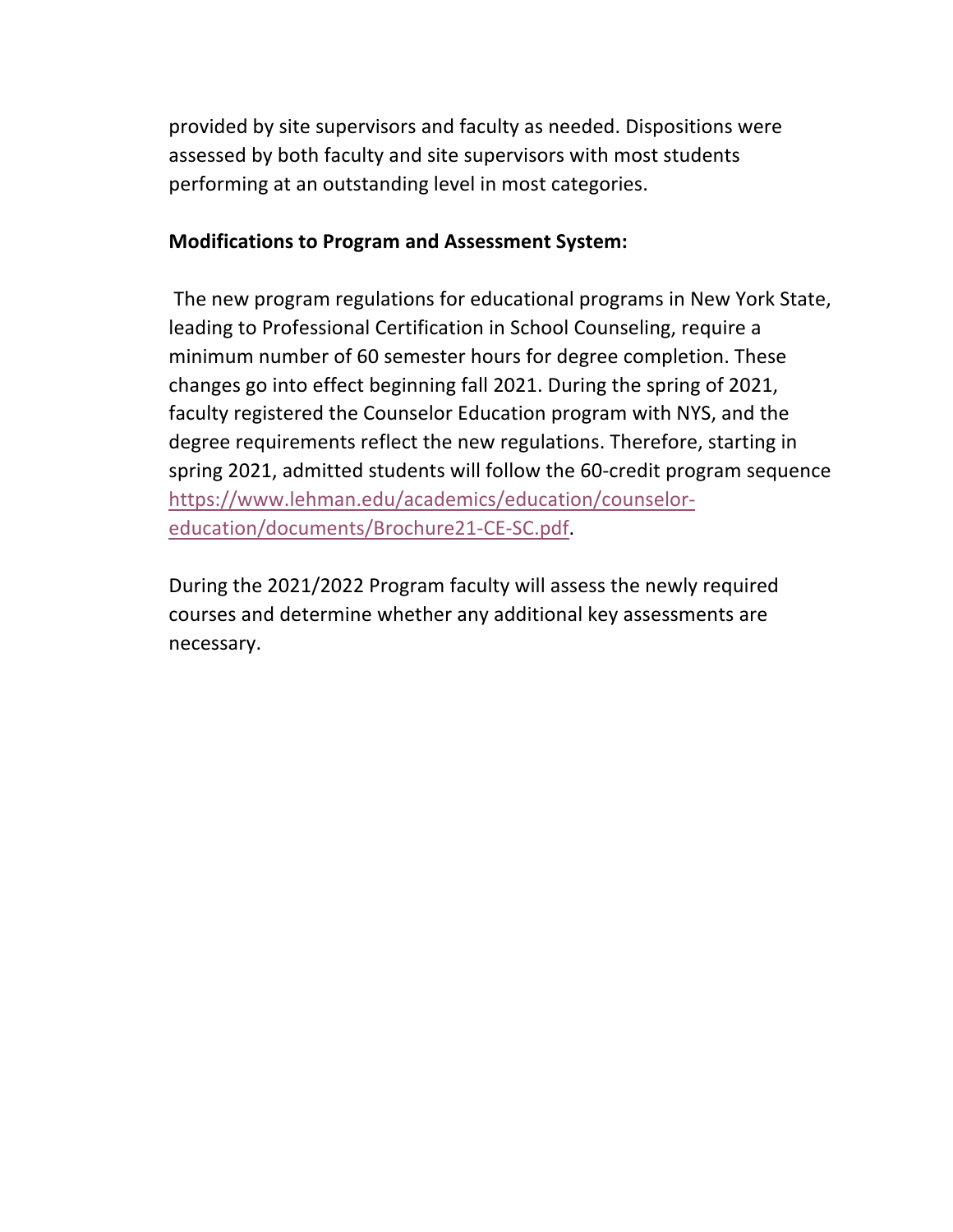provided by site supervisors and faculty as needed. Dispositions were assessed by both faculty and site supervisors with most students performing at an outstanding level in most categories.

**Modifications to Program and Assessment System:**

The new program regulations for educational programs in New York State, leading to Professional Certification in School Counseling, require a minimum number of 60 semester hours for degree completion. These changes go into effect beginning fall 2021. During the spring of 2021, faculty registered the Counselor Education program with NYS, and the degree requirements reflect the new regulations. Therefore, starting in spring 2021, admitted students will follow the 60-credit program sequence [https://www.lehman.edu/academics/education/counselor-education/documents/Brochure21-CE-SC.pdf](https://www.lehman.edu/academics/education/counselor-education/documents/Brochure21-CE-SC.pdf).

During the 2021/2022 Program faculty will assess the newly required courses and determine whether any additional key assessments are necessary.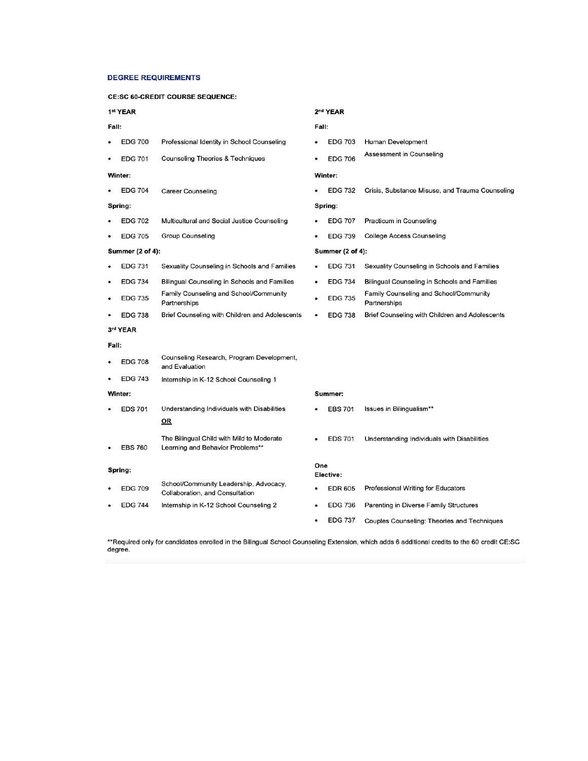## DEGREE REQUIREMENTS

**CE:SC 60-CREDIT COURSE SEQUENCE:**

### 1st YEAR

**Fall:**

- EDG 700 Professional Identity in School Counseling
- EDG 701 Counseling Theories & Techniques

**Winter:**

- EDG 704 Career Counseling

**Spring:**

- EDG 702 Multicultural and Social Justice Counseling
- EDG 705 Group Counseling

**Summer (2 of 4):**

- EDG 731 Sexuality Counseling in Schools and Families
- EDG 734 Bilingual Counseling in Schools and Families
- EDG 735 Family Counseling and School/Community Partnerships
- EDG 738 Brief Counseling with Children and Adolescents

### 2nd YEAR

**Fall:**

- EDG 703 Human Development
- EDG 706 Assessment in Counseling

**Winter:**

- EDG 732 Crisis, Substance Misuse, and Trauma Counseling

**Spring:**

- EDG 707 Practicum in Counseling
- EDG 739 College Access Counseling

**Summer (2 of 4):**

- EDG 731 Sexuality Counseling in Schools and Families
- EDG 734 Bilingual Counseling in Schools and Families
- EDG 735 Family Counseling and School/Community Partnerships
- EDG 738 Brief Counseling with Children and Adolescents

### 3rd YEAR

**Fall:**

- EDG 708 Counseling Research, Program Development, and Evaluation
- EDG 743 Internship in K-12 School Counseling 1

**Winter:**

- EDS 701 Understanding Individuals with Disabilities

  **OR**

- EBS 760 The Bilingual Child with Mild to Moderate Learning and Behavior Problems**

**Spring:**

- EDG 709 School/Community Leadership, Advocacy, Collaboration, and Consultation
- EDG 744 Internship in K-12 School Counseling 2

**Summer:**

- EBS 701 Issues in Bilingualism**
- EDS 701 Understanding Individuals with Disabilities

**One Elective:**

- EDR 605 Professional Writing for Educators
- EDG 736 Parenting in Diverse Family Structures
- EDG 737 Couples Counseling: Theories and Techniques

**Required only for candidates enrolled in the Bilingual School Counseling Extension, which adds 6 additional credits to the 60 credit CE:SC degree.